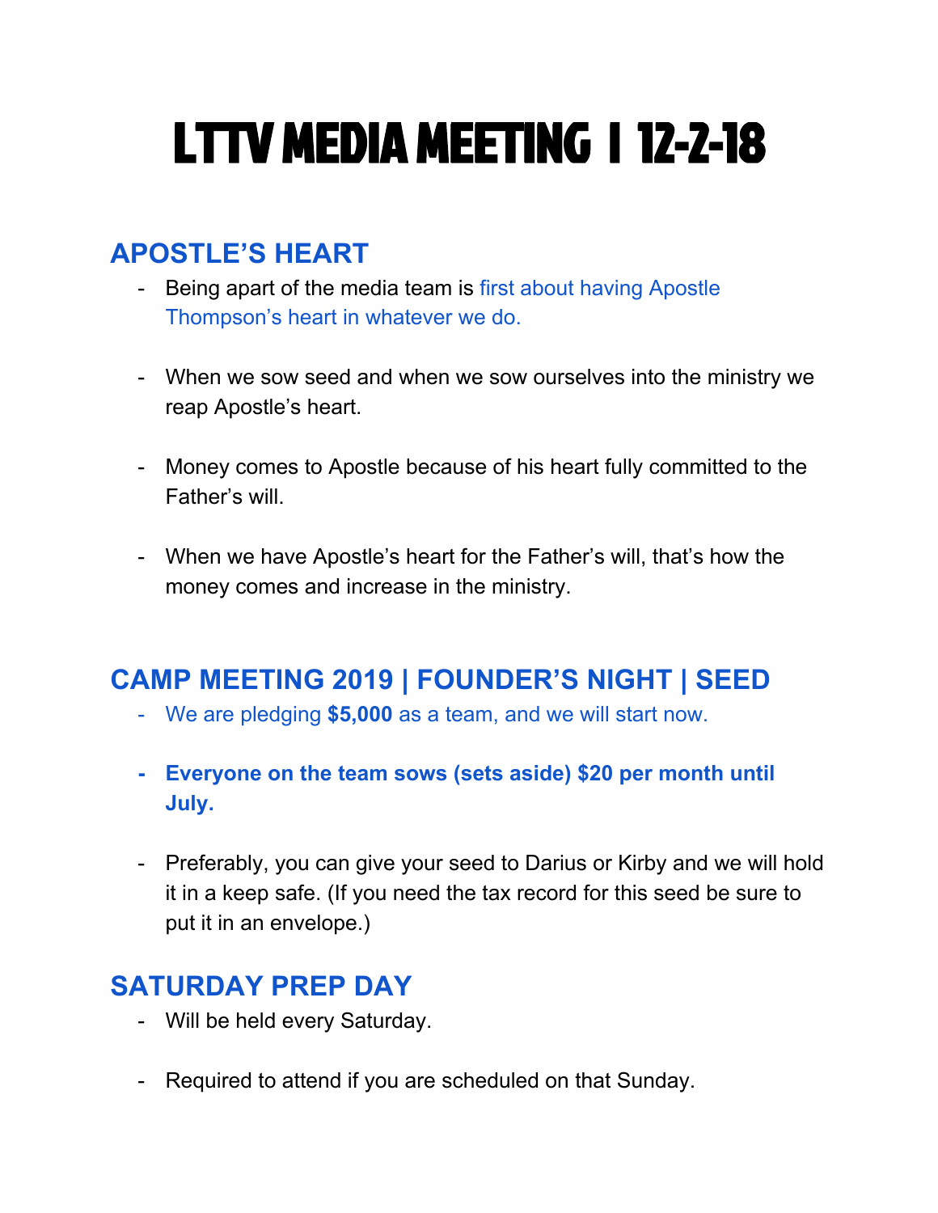# LTTV MEDIA MEETING | 12-2-18

## APOSTLE'S HEART

- Being apart of the media team is first about having Apostle Thompson's heart in whatever we do.

- When we sow seed and when we sow ourselves into the ministry we reap Apostle's heart.

- Money comes to Apostle because of his heart fully committed to the Father's will.

- When we have Apostle's heart for the Father's will, that's how the money comes and increase in the ministry.

## CAMP MEETING 2019 | FOUNDER'S NIGHT | SEED

- We are pledging **$5,000** as a team, and we will start now.

- **Everyone on the team sows (sets aside) $20 per month until July.**

- Preferably, you can give your seed to Darius or Kirby and we will hold it in a keep safe. (If you need the tax record for this seed be sure to put it in an envelope.)

## SATURDAY PREP DAY

- Will be held every Saturday.

- Required to attend if you are scheduled on that Sunday.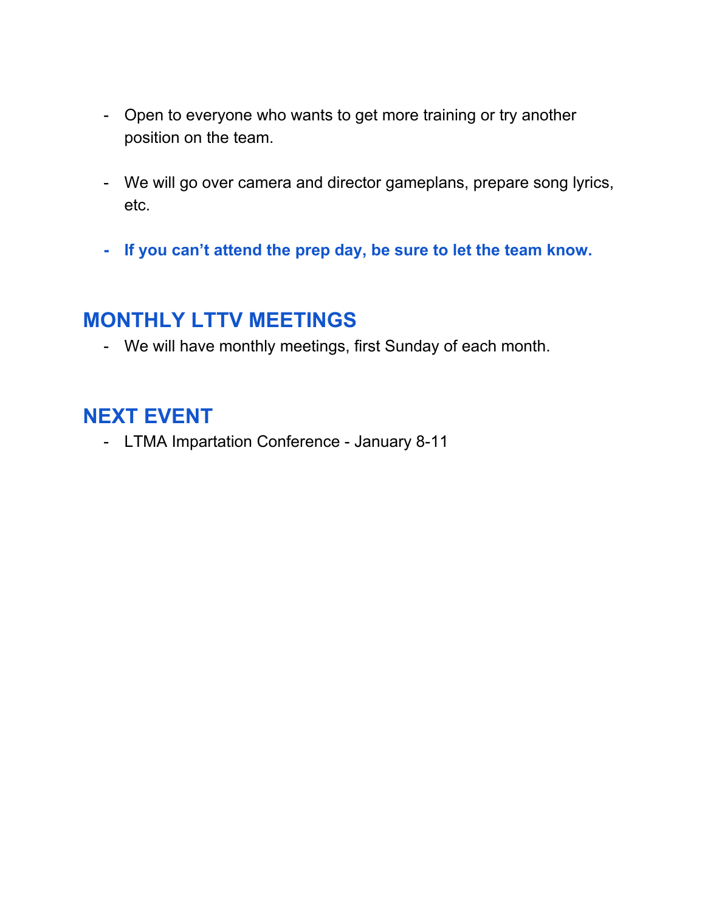- Open to everyone who wants to get more training or try another position on the team.

- We will go over camera and director gameplans, prepare song lyrics, etc.

- **If you can't attend the prep day, be sure to let the team know.**

## MONTHLY LTTV MEETINGS

- We will have monthly meetings, first Sunday of each month.

## NEXT EVENT

- LTMA Impartation Conference - January 8-11